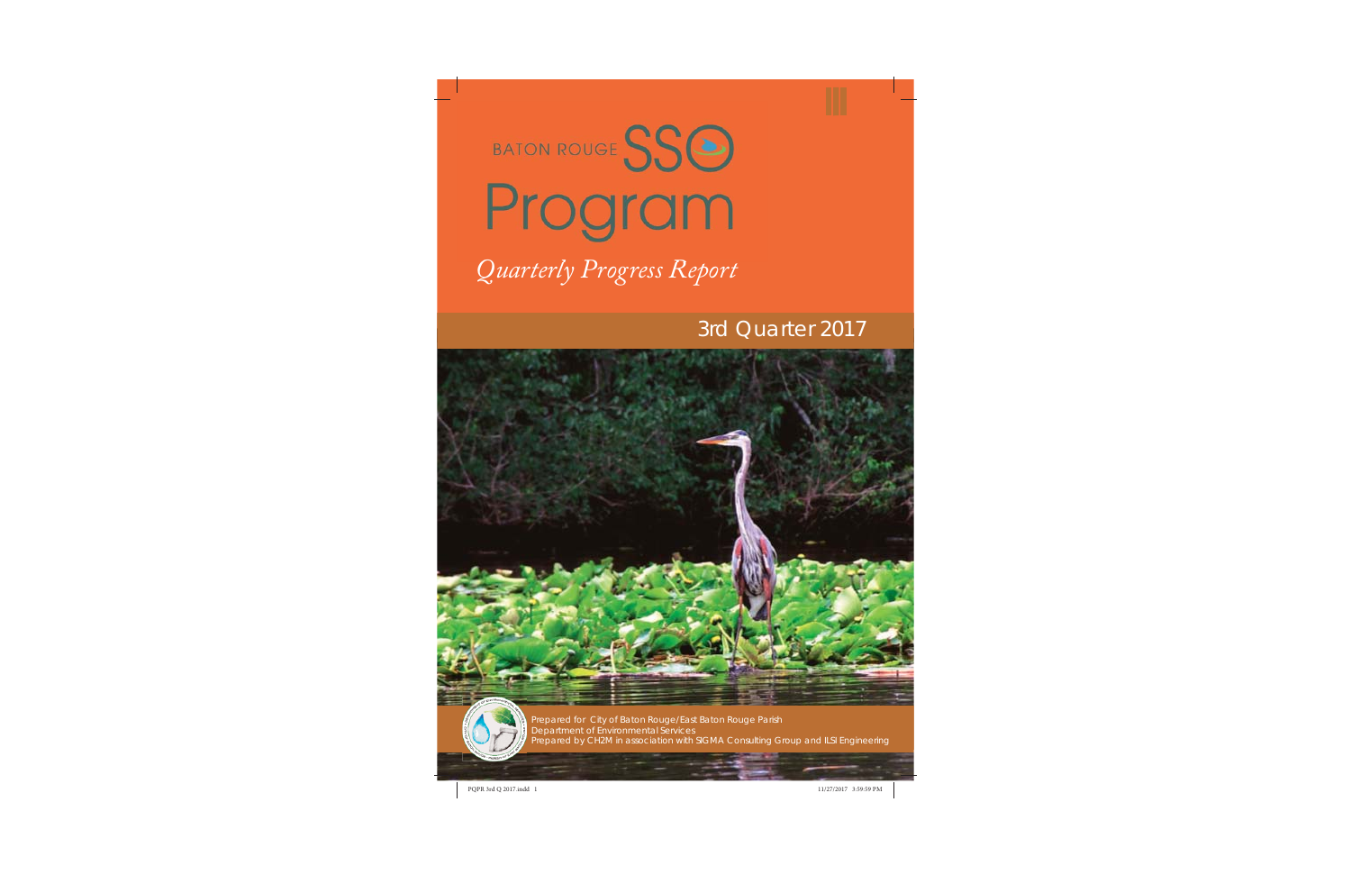# BATON ROUGE SSO Program

*Quarterly Progress Report*

## 3rd Quarter 2017

Prepared for City of Baton Rouge/East Baton Rouge Parish
Department of Environmental Services
Prepared by CH2M in association with SIGMA Consulting Group and ILSI Engineering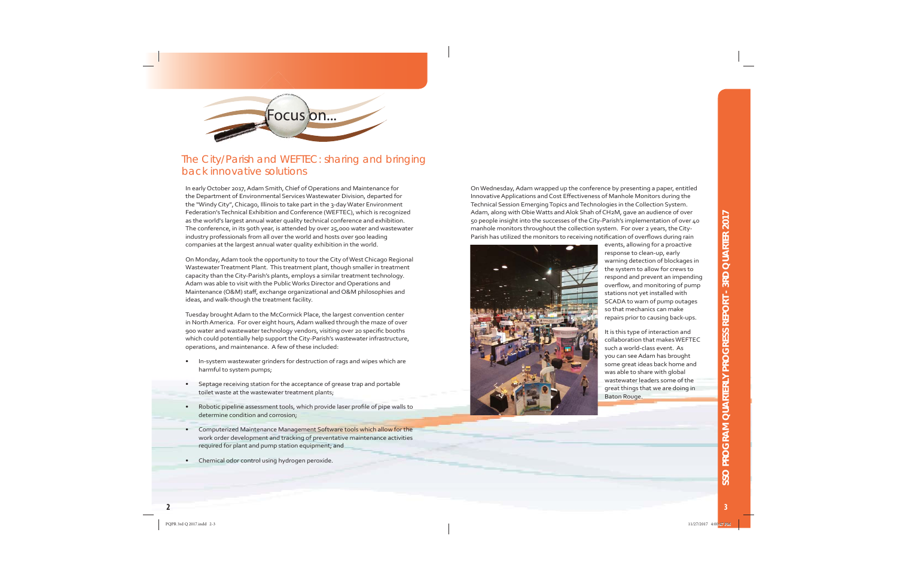# Focus on...

## The City/Parish and WEFTEC: sharing and bringing back innovative solutions

In early October 2017, Adam Smith, Chief of Operations and Maintenance for the Department of Environmental Services Wastewater Division, departed for the "Windy City", Chicago, Illinois to take part in the 3-day Water Environment Federation's Technical Exhibition and Conference (WEFTEC), which is recognized as the world's largest annual water quality technical conference and exhibition. The conference, in its 90th year, is attended by over 25,000 water and wastewater industry professionals from all over the world and hosts over 900 leading companies at the largest annual water quality exhibition in the world.

On Monday, Adam took the opportunity to tour the City of West Chicago Regional Wastewater Treatment Plant. This treatment plant, though smaller in treatment capacity than the City-Parish's plants, employs a similar treatment technology. Adam was able to visit with the Public Works Director and Operations and Maintenance (O&M) staff, exchange organizational and O&M philosophies and ideas, and walk-though the treatment facility.

Tuesday brought Adam to the McCormick Place, the largest convention center in North America. For over eight hours, Adam walked through the maze of over 900 water and wastewater technology vendors, visiting over 20 specific booths which could potentially help support the City-Parish's wastewater infrastructure, operations, and maintenance. A few of these included:

- In-system wastewater grinders for destruction of rags and wipes which are harmful to system pumps;
- Septage receiving station for the acceptance of grease trap and portable toilet waste at the wastewater treatment plants;
- Robotic pipeline assessment tools, which provide laser profile of pipe walls to determine condition and corrosion;
- Computerized Maintenance Management Software tools which allow for the work order development and tracking of preventative maintenance activities required for plant and pump station equipment; and
- Chemical odor control using hydrogen peroxide.

On Wednesday, Adam wrapped up the conference by presenting a paper, entitled Innovative Applications and Cost Effectiveness of Manhole Monitors during the Technical Session Emerging Topics and Technologies in the Collection System. Adam, along with Obie Watts and Alok Shah of CH2M, gave an audience of over 50 people insight into the successes of the City-Parish's implementation of over 40 manhole monitors throughout the collection system. For over 2 years, the City-Parish has utilized the monitors to receiving notification of overflows during rain events, allowing for a proactive response to clean-up, early warning detection of blockages in the system to allow for crews to respond and prevent an impending overflow, and monitoring of pump stations not yet installed with SCADA to warn of pump outages so that mechanics can make repairs prior to causing back-ups.

It is this type of interaction and collaboration that makes WEFTEC such a world-class event. As you can see Adam has brought some great ideas back home and was able to share with global wastewater leaders some of the great things that we are doing in Baton Rouge.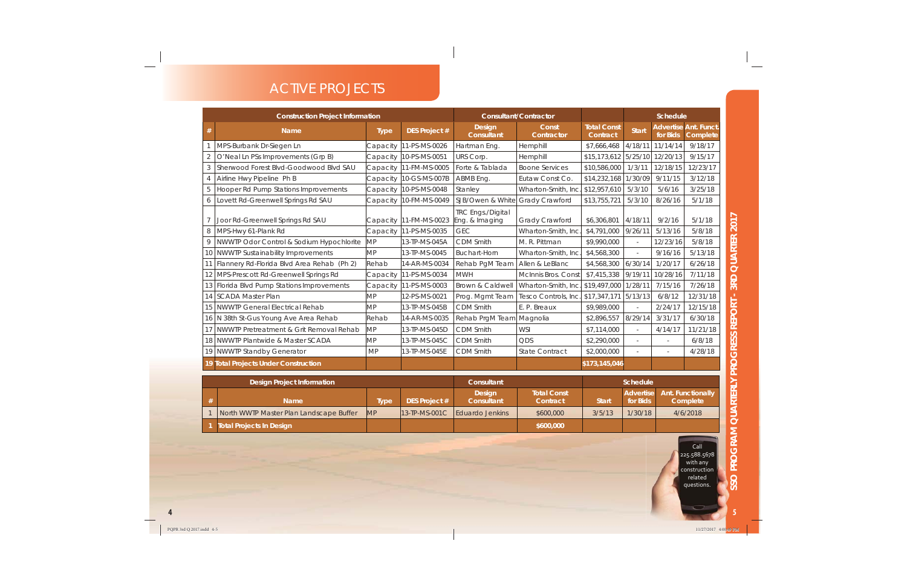# ACTIVE PROJECTS

| Construction Project Information | | | | Consultant/Contractor | | | Schedule | | |
|---|---|---|---|---|---|---|---|---|---|
| # | Name | Type | DES Project # | Design Consultant | Const Contractor | Total Const Contract | Start | Advertise for Bids | Ant. Funct. Complete |
| 1 | MPS-Burbank Dr-Siegen Ln | Capacity | 11-PS-MS-0026 | Hartman Eng. | Hemphill | $7,666,468 | 4/18/11 | 11/14/14 | 9/18/17 |
| 2 | O'Neal Ln PSs Improvements (Grp B) | Capacity | 10-PS-MS-0051 | URS Corp. | Hemphill | $15,173,612 | 5/25/10 | 12/20/13 | 9/15/17 |
| 3 | Sherwood Forest Blvd-Goodwood Blvd SAU | Capacity | 11-FM-MS-0005 | Forte & Tablada | Boone Services | $10,586,000 | 1/3/11 | 12/18/15 | 12/23/17 |
| 4 | Airline Hwy Pipeline Ph B | Capacity | 10-GS-MS-007B | ABMB Eng. | Eutaw Const Co. | $14,232,168 | 1/30/09 | 9/11/15 | 3/12/18 |
| 5 | Hooper Rd Pump Stations Improvements | Capacity | 10-PS-MS-0048 | Stanley | Wharton-Smith, Inc. | $12,957,610 | 5/3/10 | 5/6/16 | 3/25/18 |
| 6 | Lovett Rd-Greenwell Springs Rd SAU | Capacity | 10-FM-MS-0049 | SJB/Owen & White | Grady Crawford | $13,755,721 | 5/3/10 | 8/26/16 | 5/1/18 |
| 7 | Joor Rd-Greenwell Springs Rd SAU | Capacity | 11-FM-MS-0023 | TRC Engs./Digital Eng. & Imaging | Grady Crawford | $6,306,801 | 4/18/11 | 9/2/16 | 5/1/18 |
| 8 | MPS-Hwy 61-Plank Rd | Capacity | 11-PS-MS-0035 | GEC | Wharton-Smith, Inc. | $4,791,000 | 9/26/11 | 5/13/16 | 5/8/18 |
| 9 | NWWTP Odor Control & Sodium Hypochlorite | MP | 13-TP-MS-045A | CDM Smith | M. R. Pittman | $9,990,000 | - | 12/23/16 | 5/8/18 |
| 10 | NWWTP Sustainability Improvements | MP | 13-TP-MS-0045 | Buchart-Horn | Wharton-Smith, Inc. | $4,568,300 | - | 9/16/16 | 5/13/18 |
| 11 | Flannery Rd-Florida Blvd Area Rehab (Ph 2) | Rehab | 14-AR-MS-0034 | Rehab PgM Team | Allen & LeBlanc | $4,568,300 | 6/30/14 | 1/20/17 | 6/26/18 |
| 12 | MPS-Prescott Rd-Greenwell Springs Rd | Capacity | 11-PS-MS-0034 | MWH | McInnis Bros. Const | $7,415,338 | 9/19/11 | 10/28/16 | 7/11/18 |
| 13 | Florida Blvd Pump Stations Improvements | Capacity | 11-PS-MS-0003 | Brown & Caldwell | Wharton-Smith, Inc. | $19,497,000 | 1/28/11 | 7/15/16 | 7/26/18 |
| 14 | SCADA Master Plan | MP | 12-PS-MS-0021 | Prog. Mgmt Team | Tesco Controls, Inc. | $17,347,171 | 5/13/13 | 6/8/12 | 12/31/18 |
| 15 | NWWTP General Electrical Rehab | MP | 13-TP-MS-045B | CDM Smith | E. P. Breaux | $9,989,000 | - | 2/24/17 | 12/15/18 |
| 16 | N 38th St-Gus Young Ave Area Rehab | Rehab | 14-AR-MS-0035 | Rehab PrgM Team | Magnolia | $2,896,557 | 8/29/14 | 3/31/17 | 6/30/18 |
| 17 | NWWTP Pretreatment & Grit Removal Rehab | MP | 13-TP-MS-045D | CDM Smith | WSI | $7,114,000 | - | 4/14/17 | 11/21/18 |
| 18 | NWWTP Plantwide & Master SCADA | MP | 13-TP-MS-045C | CDM Smith | QDS | $2,290,000 | - | - | 6/8/18 |
| 19 | NWWTP Standby Generator | MP | 13-TP-MS-045E | CDM Smith | State Contract | $2,000,000 | - | - | 4/28/18 |
| 19 | **Total Projects Under Construction** | | | | | **$173,145,046** | | | |

| Design Project Information | | | | Consultant | | Schedule | | |
|---|---|---|---|---|---|---|---|---|
| # | Name | Type | DES Project # | Design Consultant | Total Const Contract | Start | Advertise for Bids | Ant. Functionally Complete |
| 1 | North WWTP Master Plan Landscape Buffer | MP | 13-TP-MS-001C | Eduardo Jenkins | $600,000 | 3/5/13 | 1/30/18 | 4/6/2018 |
| 1 | **Total Projects In Design** | | | | **$600,000** | | | |

Call 225.588.5678 with any construction related questions.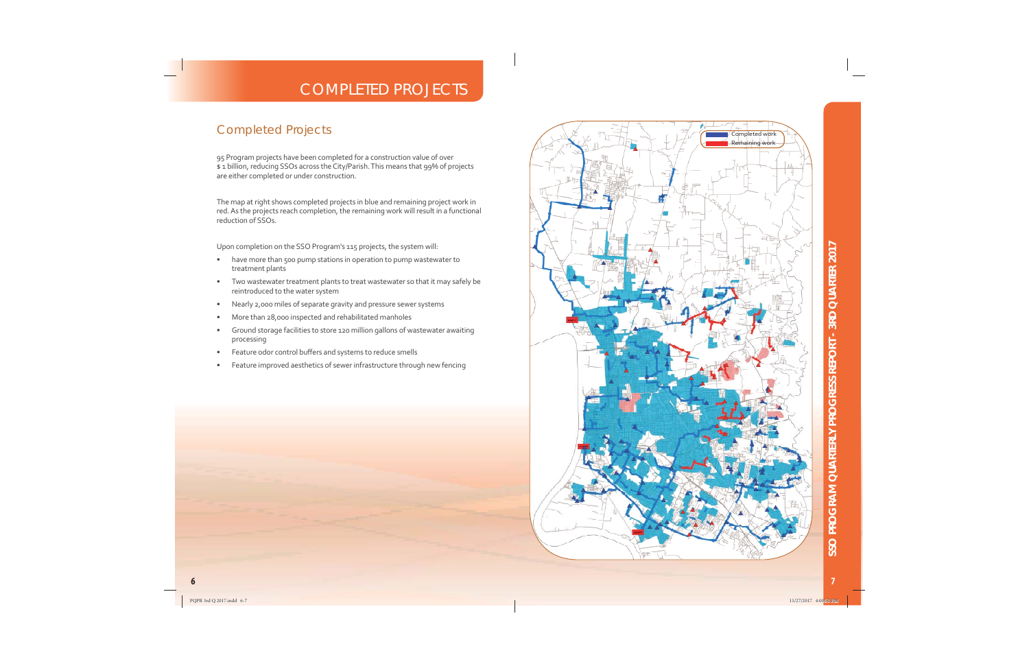# COMPLETED PROJECTS

## Completed Projects

95 Program projects have been completed for a construction value of over $ 1 billion, reducing SSOs across the City/Parish. This means that 99% of projects are either completed or under construction.

The map at right shows completed projects in blue and remaining project work in red. As the projects reach completion, the remaining work will result in a functional reduction of SSOs.

Upon completion on the SSO Program's 115 projects, the system will:

- have more than 500 pump stations in operation to pump wastewater to treatment plants
- Two wastewater treatment plants to treat wastewater so that it may safely be reintroduced to the water system
- Nearly 2,000 miles of separate gravity and pressure sewer systems
- More than 28,000 inspected and rehabilitated manholes
- Ground storage facilities to store 120 million gallons of wastewater awaiting processing
- Feature odor control buffers and systems to reduce smells
- Feature improved aesthetics of sewer infrastructure through new fencing

Completed work
Remaining work

SSO PROGRAM QUARTERLY PROGRESS REPORT - 3RD QUARTER 2017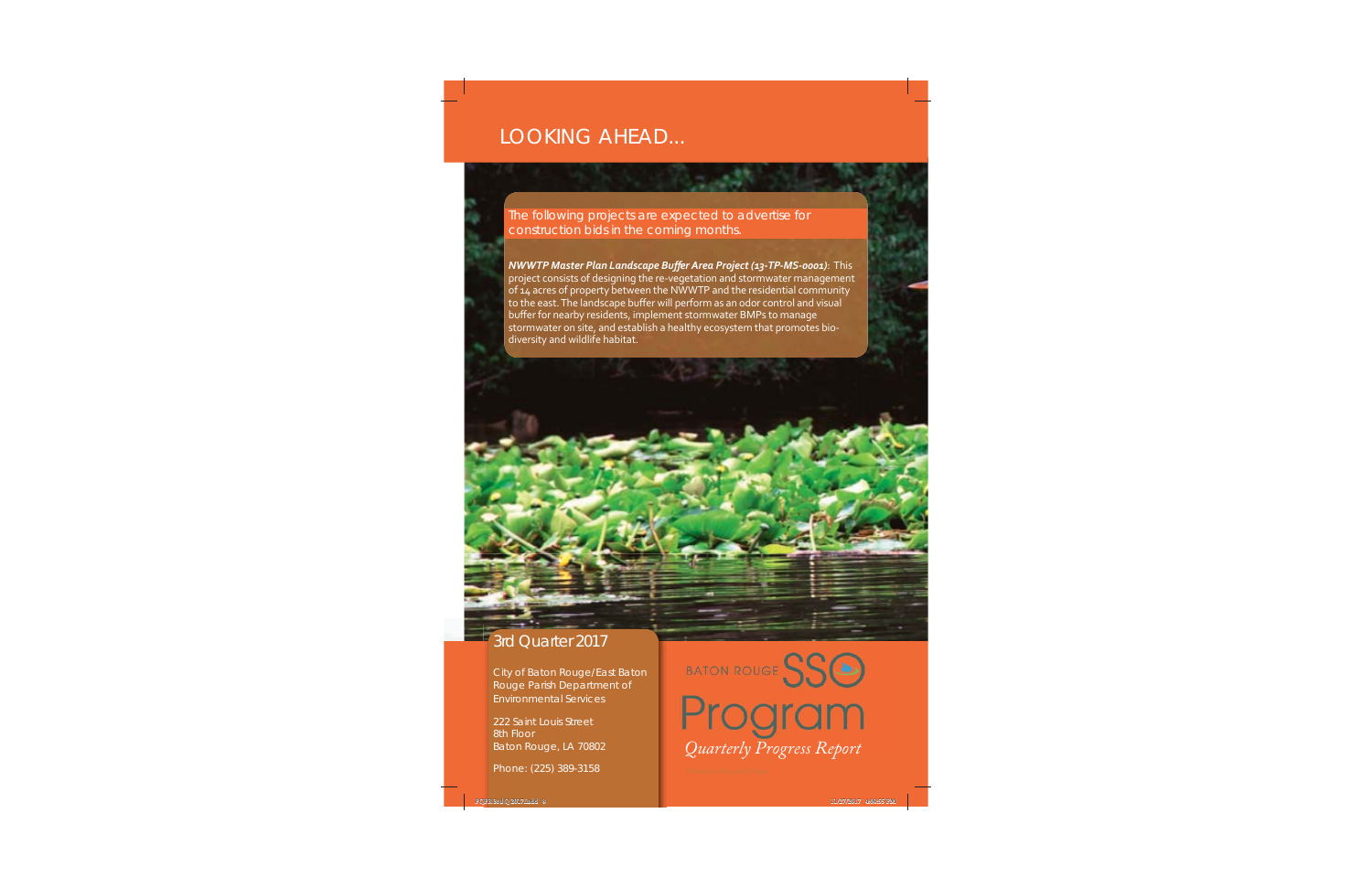# LOOKING AHEAD...

The following projects are expected to advertise for construction bids in the coming months.

***NWWTP Master Plan Landscape Buffer Area Project (13-TP-MS-0001)***: This project consists of designing the re-vegetation and stormwater management of 14 acres of property between the NWWTP and the residential community to the east. The landscape buffer will perform as an odor control and visual buffer for nearby residents, implement stormwater BMPs to manage stormwater on site, and establish a healthy ecosystem that promotes bio-diversity and wildlife habitat.

## 3rd Quarter 2017

City of Baton Rouge/East Baton Rouge Parish Department of Environmental Services

222 Saint Louis Street
8th Floor
Baton Rouge, LA 70802

Phone: (225) 389-3158

BATON ROUGE SSO Program

*Quarterly Progress Report*